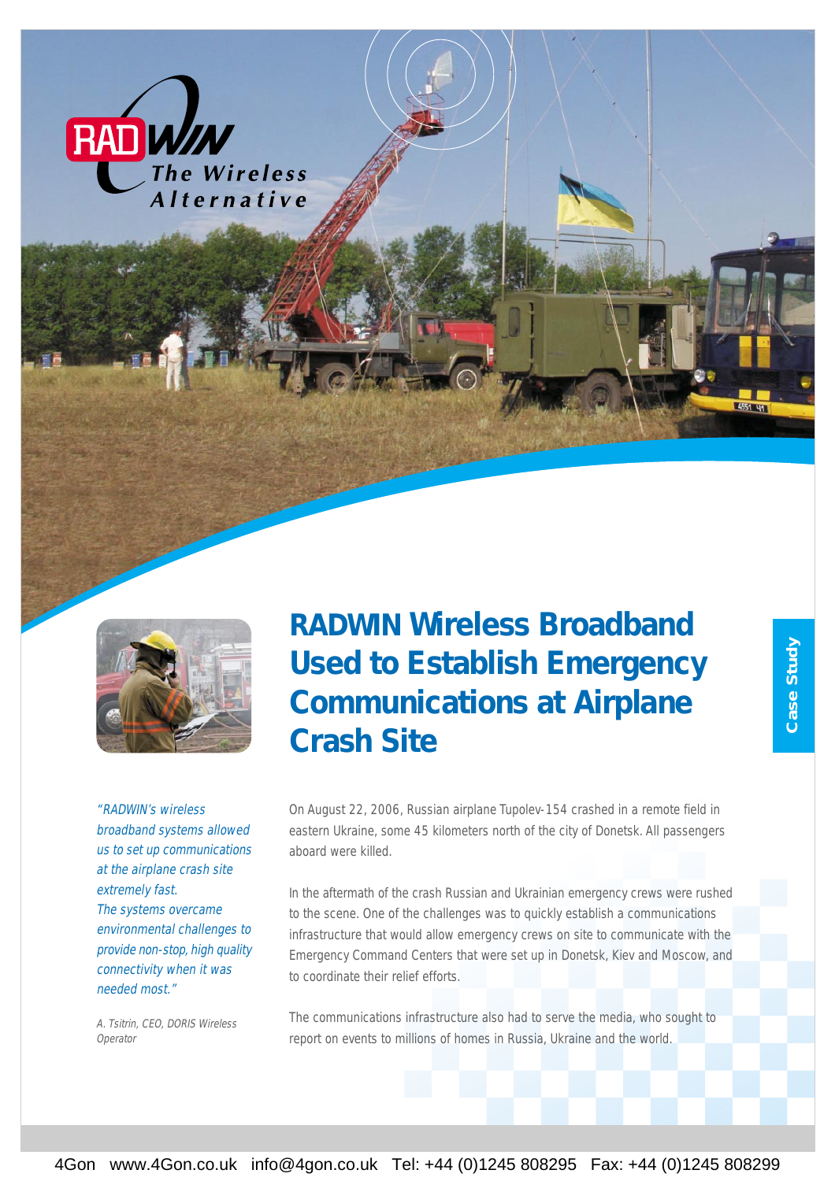RADWIN The Wireless Alternative

Case Study

# RADWIN Wireless Broadband Used to Establish Emergency Communications at Airplane Crash Site

*"RADWIN's wireless broadband systems allowed us to set up communications at the airplane crash site extremely fast. The systems overcame environmental challenges to provide non-stop, high quality connectivity when it was needed most."*

*A. Tsitrin, CEO, DORIS Wireless Operator*

On August 22, 2006, Russian airplane Tupolev-154 crashed in a remote field in eastern Ukraine, some 45 kilometers north of the city of Donetsk. All passengers aboard were killed.

In the aftermath of the crash Russian and Ukrainian emergency crews were rushed to the scene. One of the challenges was to quickly establish a communications infrastructure that would allow emergency crews on site to communicate with the Emergency Command Centers that were set up in Donetsk, Kiev and Moscow, and to coordinate their relief efforts.

The communications infrastructure also had to serve the media, who sought to report on events to millions of homes in Russia, Ukraine and the world.

4Gon www.4Gon.co.uk info@4gon.co.uk Tel: +44 (0)1245 808295 Fax: +44 (0)1245 808299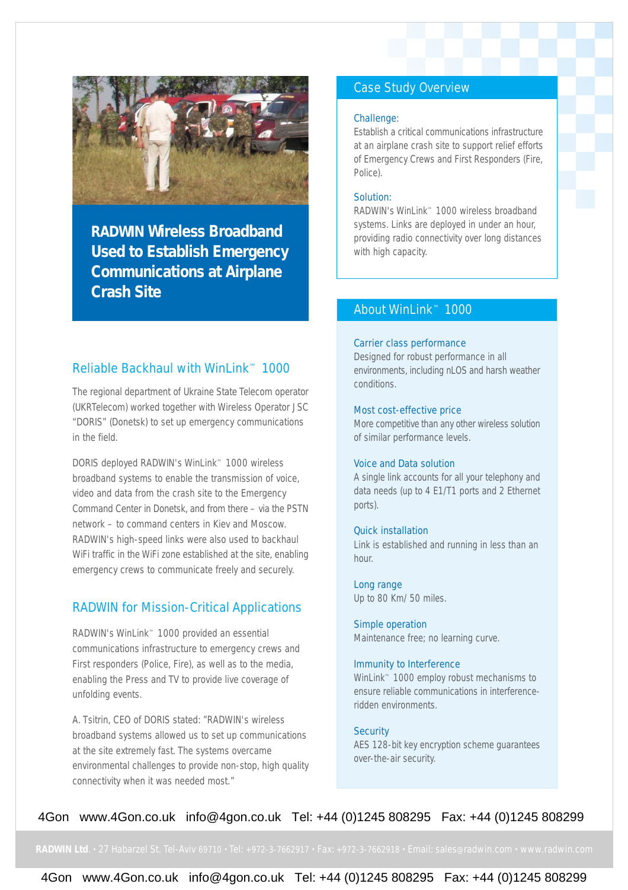# RADWIN Wireless Broadband Used to Establish Emergency Communications at Airplane Crash Site

## Reliable Backhaul with WinLink™ 1000

The regional department of Ukraine State Telecom operator (UKRTelecom) worked together with Wireless Operator JSC "DORIS" (Donetsk) to set up emergency communications in the field.

DORIS deployed RADWIN's WinLink™ 1000 wireless broadband systems to enable the transmission of voice, video and data from the crash site to the Emergency Command Center in Donetsk, and from there – via the PSTN network – to command centers in Kiev and Moscow. RADWIN's high-speed links were also used to backhaul WiFi traffic in the WiFi zone established at the site, enabling emergency crews to communicate freely and securely.

## RADWIN for Mission-Critical Applications

RADWIN's WinLink™ 1000 provided an essential communications infrastructure to emergency crews and First responders (Police, Fire), as well as to the media, enabling the Press and TV to provide live coverage of unfolding events.

A. Tsitrin, CEO of DORIS stated: "RADWIN's wireless broadband systems allowed us to set up communications at the site extremely fast. The systems overcame environmental challenges to provide non-stop, high quality connectivity when it was needed most."

## Case Study Overview

**Challenge:**
Establish a critical communications infrastructure at an airplane crash site to support relief efforts of Emergency Crews and First Responders (Fire, Police).

**Solution:**
RADWIN's WinLink™ 1000 wireless broadband systems. Links are deployed in under an hour, providing radio connectivity over long distances with high capacity.

## About WinLink™ 1000

**Carrier class performance**
Designed for robust performance in all environments, including nLOS and harsh weather conditions.

**Most cost-effective price**
More competitive than any other wireless solution of similar performance levels.

**Voice and Data solution**
A single link accounts for all your telephony and data needs (up to 4 E1/T1 ports and 2 Ethernet ports).

**Quick installation**
Link is established and running in less than an hour.

**Long range**
Up to 80 Km/ 50 miles.

**Simple operation**
Maintenance free; no learning curve.

**Immunity to Interference**
WinLink™ 1000 employ robust mechanisms to ensure reliable communications in interference-ridden environments.

**Security**
AES 128-bit key encryption scheme guarantees over-the-air security.

4Gon www.4Gon.co.uk info@4gon.co.uk Tel: +44 (0)1245 808295 Fax: +44 (0)1245 808299

**RADWIN Ltd.** • 27 Habarzel St. Tel-Aviv 69710 • Tel: +972-3-7662917 • Fax: +972-3-7662918 • Email: sales@radwin.com • www.radwin.com